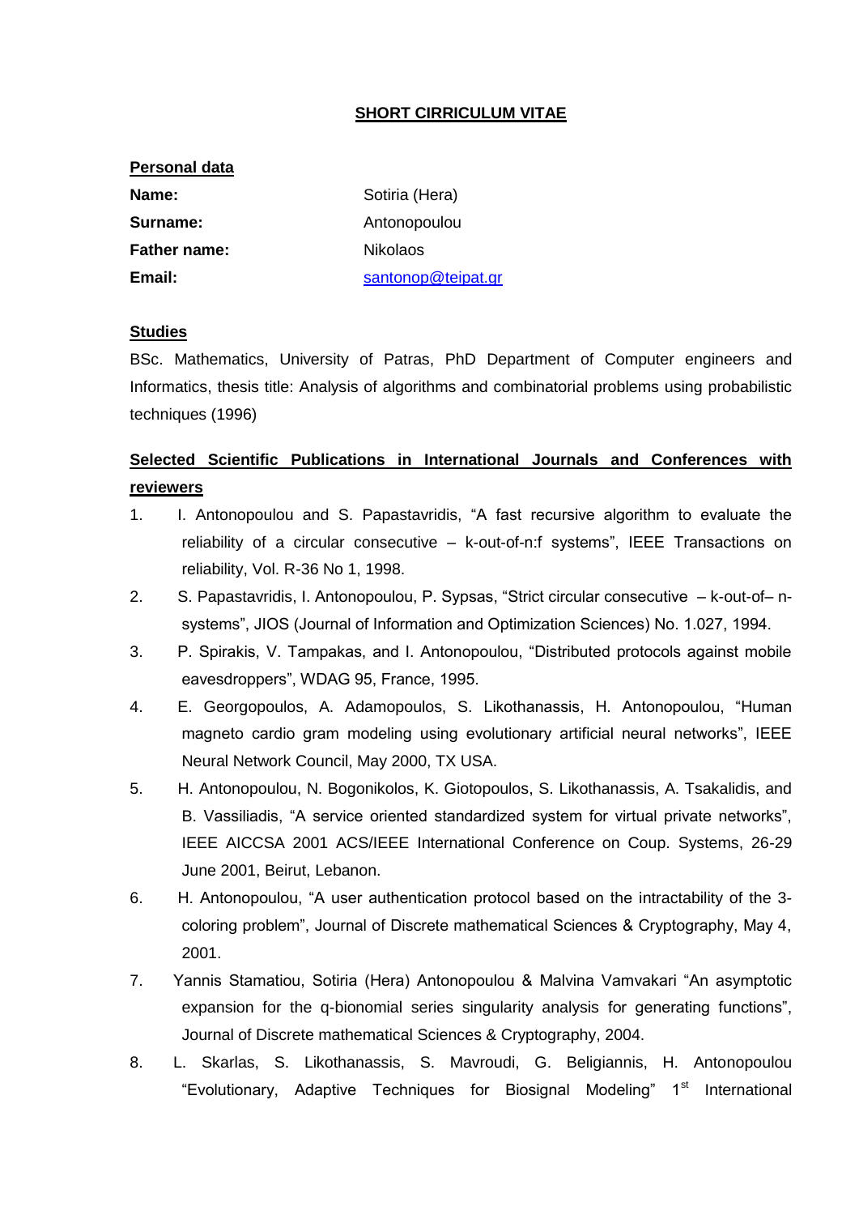# SHORT CIRRICULUM VITAE

## Personal data

| | |
|---|---|
| **Name:** | Sotiria (Hera) |
| **Surname:** | Antonopoulou |
| **Father name:** | Nikolaos |
| **Email:** | santonop@teipat.gr |

## Studies

BSc. Mathematics, University of Patras, PhD Department of Computer engineers and Informatics, thesis title: Analysis of algorithms and combinatorial problems using probabilistic techniques (1996)

## Selected Scientific Publications in International Journals and Conferences with reviewers

1. I. Antonopoulou and S. Papastavridis, "A fast recursive algorithm to evaluate the reliability of a circular consecutive – k-out-of-n:f systems", IEEE Transactions on reliability, Vol. R-36 No 1, 1998.
2. S. Papastavridis, I. Antonopoulou, P. Sypsas, "Strict circular consecutive – k-out-of– n-systems", JIOS (Journal of Information and Optimization Sciences) No. 1.027, 1994.
3. P. Spirakis, V. Tampakas, and I. Antonopoulou, "Distributed protocols against mobile eavesdroppers", WDAG 95, France, 1995.
4. E. Georgopoulos, A. Adamopoulos, S. Likothanassis, H. Antonopoulou, "Human magneto cardio gram modeling using evolutionary artificial neural networks", IEEE Neural Network Council, May 2000, TX USA.
5. H. Antonopoulou, N. Bogonikolos, K. Giotopoulos, S. Likothanassis, A. Tsakalidis, and B. Vassiliadis, "A service oriented standardized system for virtual private networks", IEEE AICCSA 2001 ACS/IEEE International Conference on Coup. Systems, 26-29 June 2001, Beirut, Lebanon.
6. H. Antonopoulou, "A user authentication protocol based on the intractability of the 3-coloring problem", Journal of Discrete mathematical Sciences & Cryptography, May 4, 2001.
7. Yannis Stamatiou, Sotiria (Hera) Antonopoulou & Malvina Vamvakari "An asymptotic expansion for the q-bionomial series singularity analysis for generating functions", Journal of Discrete mathematical Sciences & Cryptography, 2004.
8. L. Skarlas, S. Likothanassis, S. Mavroudi, G. Beligiannis, H. Antonopoulou "Evolutionary, Adaptive Techniques for Biosignal Modeling" 1st International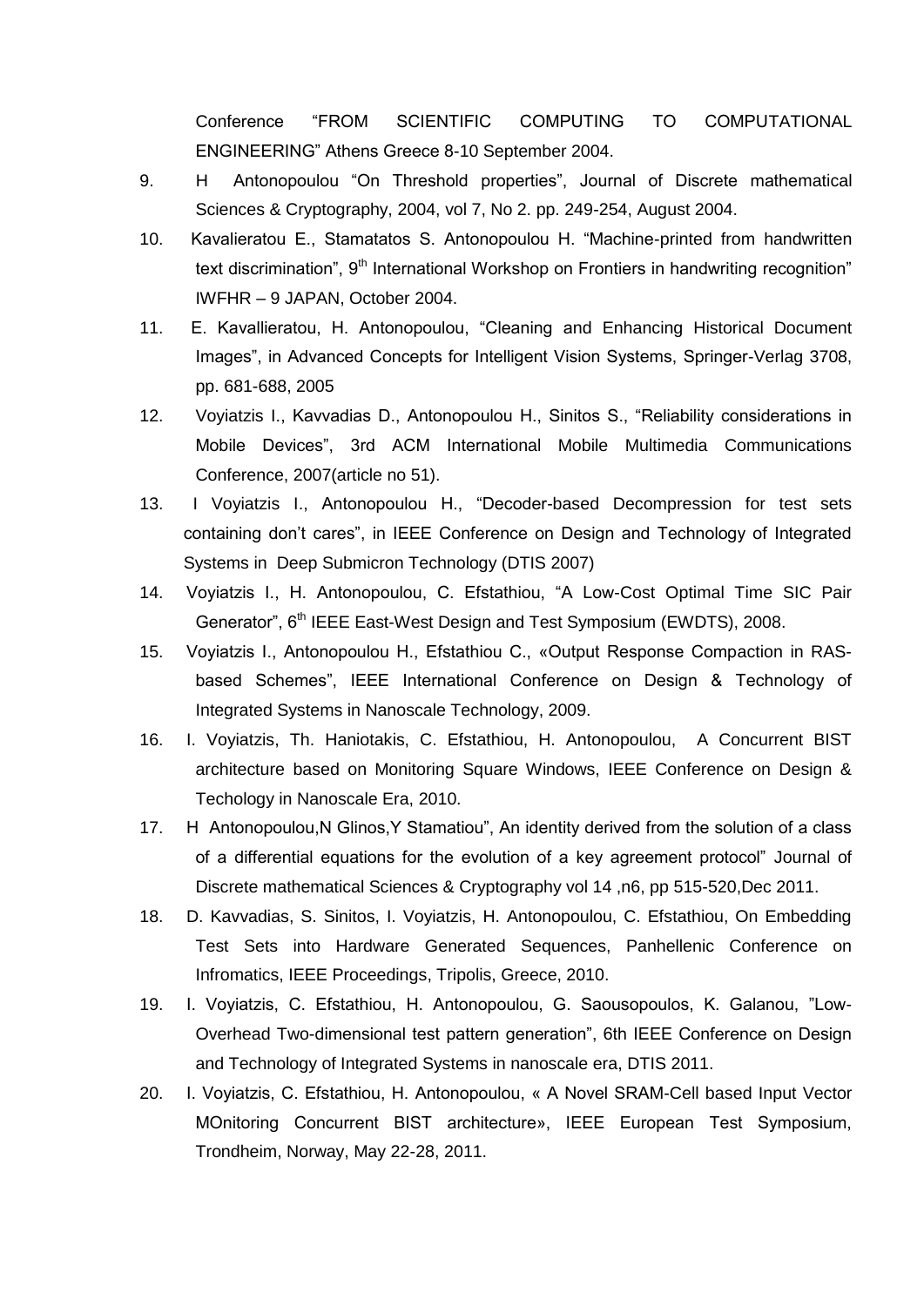Conference "FROM SCIENTIFIC COMPUTING TO COMPUTATIONAL ENGINEERING" Athens Greece 8-10 September 2004.

9. H Antonopoulou "On Threshold properties", Journal of Discrete mathematical Sciences & Cryptography, 2004, vol 7, No 2. pp. 249-254, August 2004.
10. Kavalieratou E., Stamatatos S. Antonopoulou H. "Machine-printed from handwritten text discrimination", 9th International Workshop on Frontiers in handwriting recognition" IWFHR – 9 JAPAN, October 2004.
11. E. Kavallieratou, H. Antonopoulou, "Cleaning and Enhancing Historical Document Images", in Advanced Concepts for Intelligent Vision Systems, Springer-Verlag 3708, pp. 681-688, 2005
12. Voyiatzis I., Kavvadias D., Antonopoulou H., Sinitos S., "Reliability considerations in Mobile Devices", 3rd ACM International Mobile Multimedia Communications Conference, 2007(article no 51).
13. I Voyiatzis I., Antonopoulou H., "Decoder-based Decompression for test sets containing don't cares", in IEEE Conference on Design and Technology of Integrated Systems in Deep Submicron Technology (DTIS 2007)
14. Voyiatzis I., H. Antonopoulou, C. Efstathiou, "A Low-Cost Optimal Time SIC Pair Generator", 6th IEEE East-West Design and Test Symposium (EWDTS), 2008.
15. Voyiatzis I., Antonopoulou H., Efstathiou C., «Output Response Compaction in RAS-based Schemes", IEEE International Conference on Design & Technology of Integrated Systems in Nanoscale Technology, 2009.
16. I. Voyiatzis, Th. Haniotakis, C. Efstathiou, H. Antonopoulou, A Concurrent BIST architecture based on Monitoring Square Windows, IEEE Conference on Design & Techology in Nanoscale Era, 2010.
17. H Antonopoulou,N Glinos,Y Stamatiou", An identity derived from the solution of a class of a differential equations for the evolution of a key agreement protocol" Journal of Discrete mathematical Sciences & Cryptography vol 14 ,n6, pp 515-520,Dec 2011.
18. D. Kavvadias, S. Sinitos, I. Voyiatzis, H. Antonopoulou, C. Efstathiou, On Embedding Test Sets into Hardware Generated Sequences, Panhellenic Conference on Infromatics, IEEE Proceedings, Tripolis, Greece, 2010.
19. I. Voyiatzis, C. Efstathiou, H. Antonopoulou, G. Saousopoulos, K. Galanou, "Low-Overhead Two-dimensional test pattern generation", 6th IEEE Conference on Design and Technology of Integrated Systems in nanoscale era, DTIS 2011.
20. I. Voyiatzis, C. Efstathiou, H. Antonopoulou, « A Novel SRAM-Cell based Input Vector MOnitoring Concurrent BIST architecture», IEEE European Test Symposium, Trondheim, Norway, May 22-28, 2011.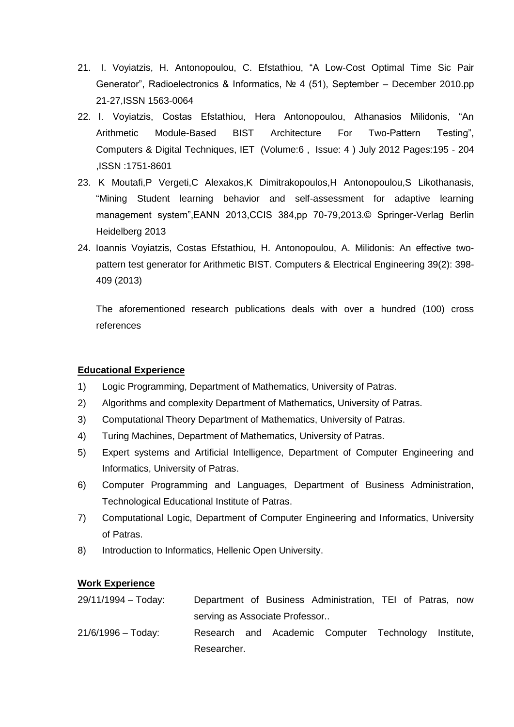21. I. Voyiatzis, H. Antonopoulou, C. Efstathiou, "A Low-Cost Optimal Time Sic Pair Generator", Radioelectronics & Informatics, № 4 (51), September – December 2010.pp 21-27,ISSN 1563-0064
22. I. Voyiatzis, Costas Efstathiou, Hera Antonopoulou, Athanasios Milidonis, "An Arithmetic Module-Based BIST Architecture For Two-Pattern Testing", Computers & Digital Techniques, IET (Volume:6 , Issue: 4 ) July 2012 Pages:195 - 204 ,ISSN :1751-8601
23. K Moutafi,P Vergeti,C Alexakos,K Dimitrakopoulos,H Antonopoulou,S Likothanasis, "Mining Student learning behavior and self-assessment for adaptive learning management system",EANN 2013,CCIS 384,pp 70-79,2013.© Springer-Verlag Berlin Heidelberg 2013
24. Ioannis Voyiatzis, Costas Efstathiou, H. Antonopoulou, A. Milidonis: An effective two-pattern test generator for Arithmetic BIST. Computers & Electrical Engineering 39(2): 398-409 (2013)

   The aforementioned research publications deals with over a hundred (100) cross references

**Educational Experience**

1) Logic Programming, Department of Mathematics, University of Patras.
2) Algorithms and complexity Department of Mathematics, University of Patras.
3) Computational Theory Department of Mathematics, University of Patras.
4) Turing Machines, Department of Mathematics, University of Patras.
5) Expert systems and Artificial Intelligence, Department of Computer Engineering and Informatics, University of Patras.
6) Computer Programming and Languages, Department of Business Administration, Technological Educational Institute of Patras.
7) Computational Logic, Department of Computer Engineering and Informatics, University of Patras.
8) Introduction to Informatics, Hellenic Open University.

**Work Experience**

29/11/1994 – Today: Department of Business Administration, TEI of Patras, now serving as Associate Professor..

21/6/1996 – Today: Research and Academic Computer Technology Institute, Researcher.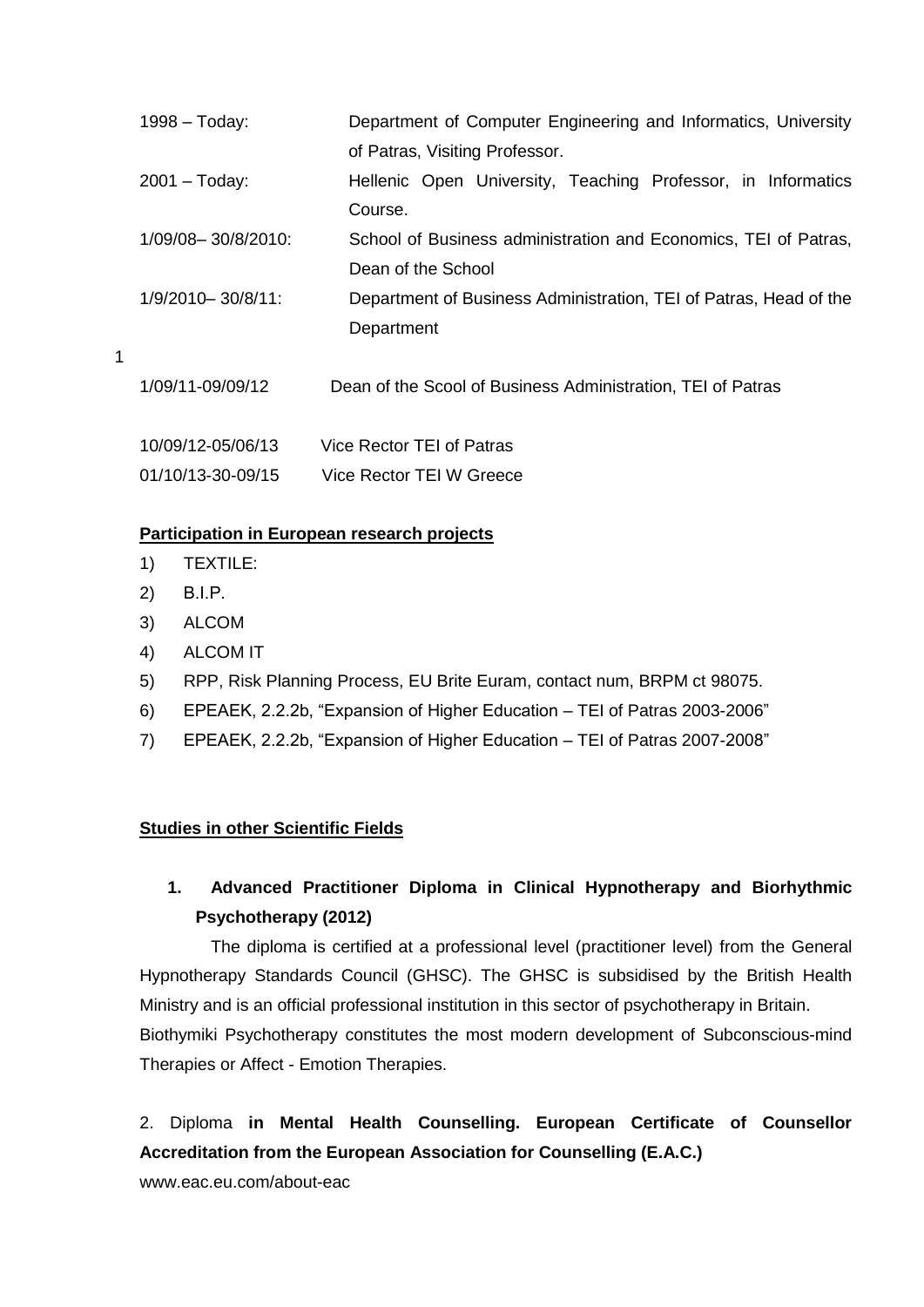| | |
|---|---|
| 1998 – Today: | Department of Computer Engineering and Informatics, University of Patras, Visiting Professor. |
| 2001 – Today: | Hellenic Open University, Teaching Professor, in Informatics Course. |
| 1/09/08– 30/8/2010: | School of Business administration and Economics, TEI of Patras, Dean of the School |
| 1/9/2010– 30/8/11: | Department of Business Administration, TEI of Patras, Head of the Department |
| 1/09/11-09/09/12 | Dean of the Scool of Business Administration, TEI of Patras |
| 10/09/12-05/06/13 | Vice Rector TEI of Patras |
| 01/10/13-30-09/15 | Vice Rector TEI W Greece |

**<u>Participation in European research projects</u>**

1) TEXTILE:
2) B.I.P.
3) ALCOM
4) ALCOM IT
5) RPP, Risk Planning Process, EU Brite Euram, contact num, BRPM ct 98075.
6) EPEAEK, 2.2.2b, "Expansion of Higher Education – TEI of Patras 2003-2006"
7) EPEAEK, 2.2.2b, "Expansion of Higher Education – TEI of Patras 2007-2008"

**<u>Studies in other Scientific Fields</u>**

**1. Advanced Practitioner Diploma in Clinical Hypnotherapy and Biorhythmic Psychotherapy (2012)**

The diploma is certified at a professional level (practitioner level) from the General Hypnotherapy Standards Council (GHSC). The GHSC is subsidised by the British Health Ministry and is an official professional institution in this sector of psychotherapy in Britain. Biothymiki Psychotherapy constitutes the most modern development of Subconscious-mind Therapies or Affect - Emotion Therapies.

2. Diploma **in Mental Health Counselling. European Certificate of Counsellor Accreditation from the European Association for Counselling (E.A.C.)**

www.eac.eu.com/about-eac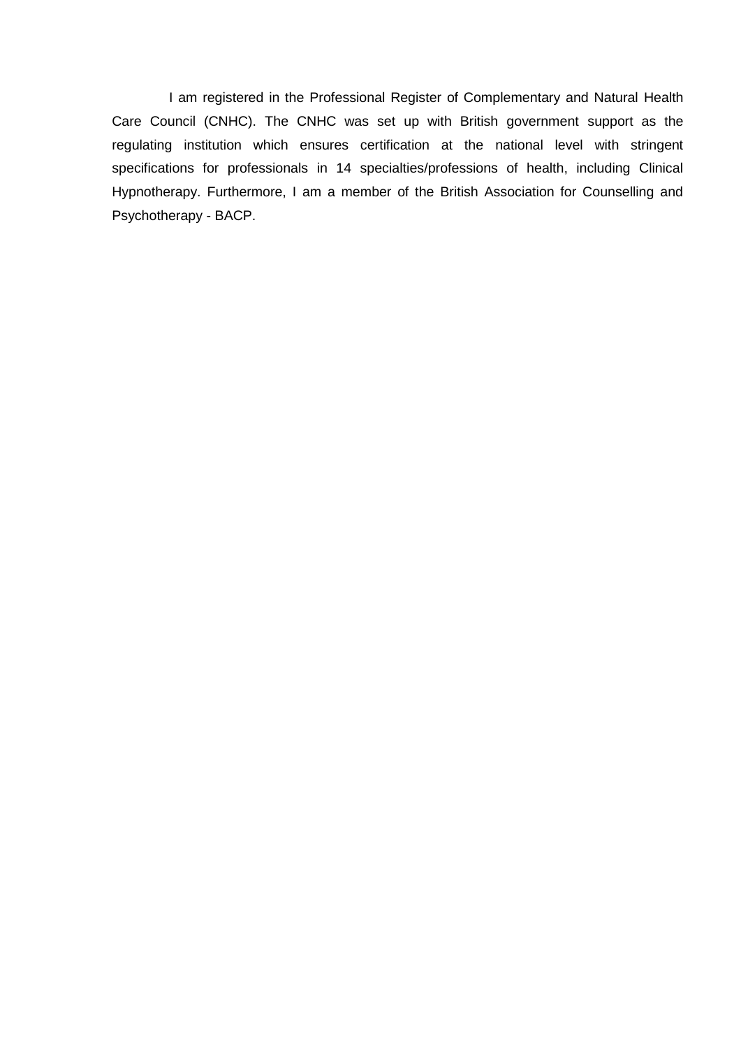I am registered in the Professional Register of Complementary and Natural Health Care Council (CNHC). The CNHC was set up with British government support as the regulating institution which ensures certification at the national level with stringent specifications for professionals in 14 specialties/professions of health, including Clinical Hypnotherapy. Furthermore, I am a member of the British Association for Counselling and Psychotherapy - BACP.